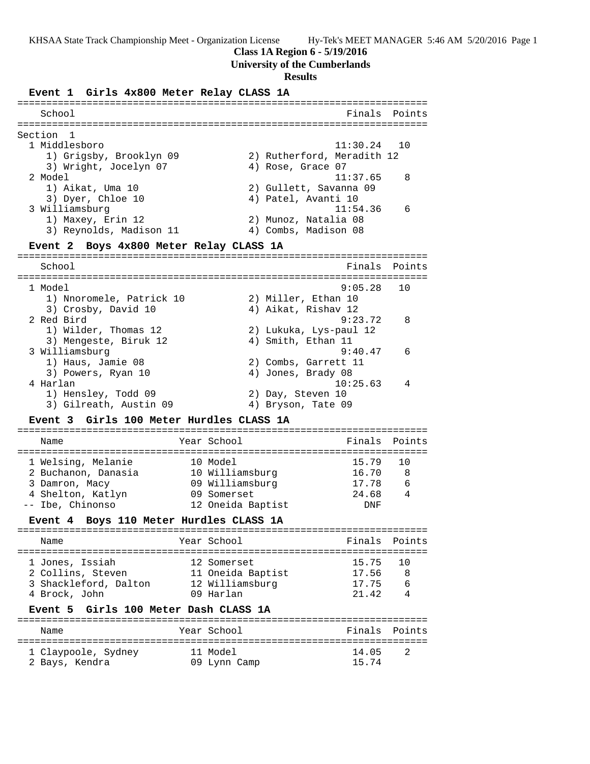KHSAA State Track Championship Meet - Organization License Hy-Tek's MEET MANAGER 5:46 AM 5/20/2016 Page 1

**Class 1A Region 6 - 5/19/2016**

**University of the Cumberlands**

**Results**

### Event 1 Girls 4x800 Meter Relay CLASS 1A

Section 1

| Place | School | Finals | Points |
|---|---|---|---|
| 1 | Middlesboro | 11:30.24 | 10 |
| | 1) Grigsby, Brooklyn 09; 2) Rutherford, Meradith 12; 3) Wright, Jocelyn 07; 4) Rose, Grace 07 | | |
| 2 | Model | 11:37.65 | 8 |
| | 1) Aikat, Uma 10; 2) Gullett, Savanna 09; 3) Dyer, Chloe 10; 4) Patel, Avanti 10 | | |
| 3 | Williamsburg | 11:54.36 | 6 |
| | 1) Maxey, Erin 12; 2) Munoz, Natalia 08; 3) Reynolds, Madison 11; 4) Combs, Madison 08 | | |

### Event 2 Boys 4x800 Meter Relay CLASS 1A

| Place | School | Finals | Points |
|---|---|---|---|
| 1 | Model | 9:05.28 | 10 |
| | 1) Nnoromele, Patrick 10; 2) Miller, Ethan 10; 3) Crosby, David 10; 4) Aikat, Rishav 12 | | |
| 2 | Red Bird | 9:23.72 | 8 |
| | 1) Wilder, Thomas 12; 2) Lukuka, Lys-paul 12; 3) Mengeste, Biruk 12; 4) Smith, Ethan 11 | | |
| 3 | Williamsburg | 9:40.47 | 6 |
| | 1) Haus, Jamie 08; 2) Combs, Garrett 11; 3) Powers, Ryan 10; 4) Jones, Brady 08 | | |
| 4 | Harlan | 10:25.63 | 4 |
| | 1) Hensley, Todd 09; 2) Day, Steven 10; 3) Gilreath, Austin 09; 4) Bryson, Tate 09 | | |

### Event 3 Girls 100 Meter Hurdles CLASS 1A

| Place | Name | Year | School | Finals | Points |
|---|---|---|---|---|---|
| 1 | Welsing, Melanie | 10 | Model | 15.79 | 10 |
| 2 | Buchanon, Danasia | 10 | Williamsburg | 16.70 | 8 |
| 3 | Damron, Macy | 09 | Williamsburg | 17.78 | 6 |
| 4 | Shelton, Katlyn | 09 | Somerset | 24.68 | 4 |
| -- | Ibe, Chinonso | 12 | Oneida Baptist | DNF | |

### Event 4 Boys 110 Meter Hurdles CLASS 1A

| Place | Name | Year | School | Finals | Points |
|---|---|---|---|---|---|
| 1 | Jones, Issiah | 12 | Somerset | 15.75 | 10 |
| 2 | Collins, Steven | 11 | Oneida Baptist | 17.56 | 8 |
| 3 | Shackleford, Dalton | 12 | Williamsburg | 17.75 | 6 |
| 4 | Brock, John | 09 | Harlan | 21.42 | 4 |

### Event 5 Girls 100 Meter Dash CLASS 1A

| Place | Name | Year | School | Finals | Points |
|---|---|---|---|---|---|
| 1 | Claypoole, Sydney | 11 | Model | 14.05 | 2 |
| 2 | Bays, Kendra | 09 | Lynn Camp | 15.74 | |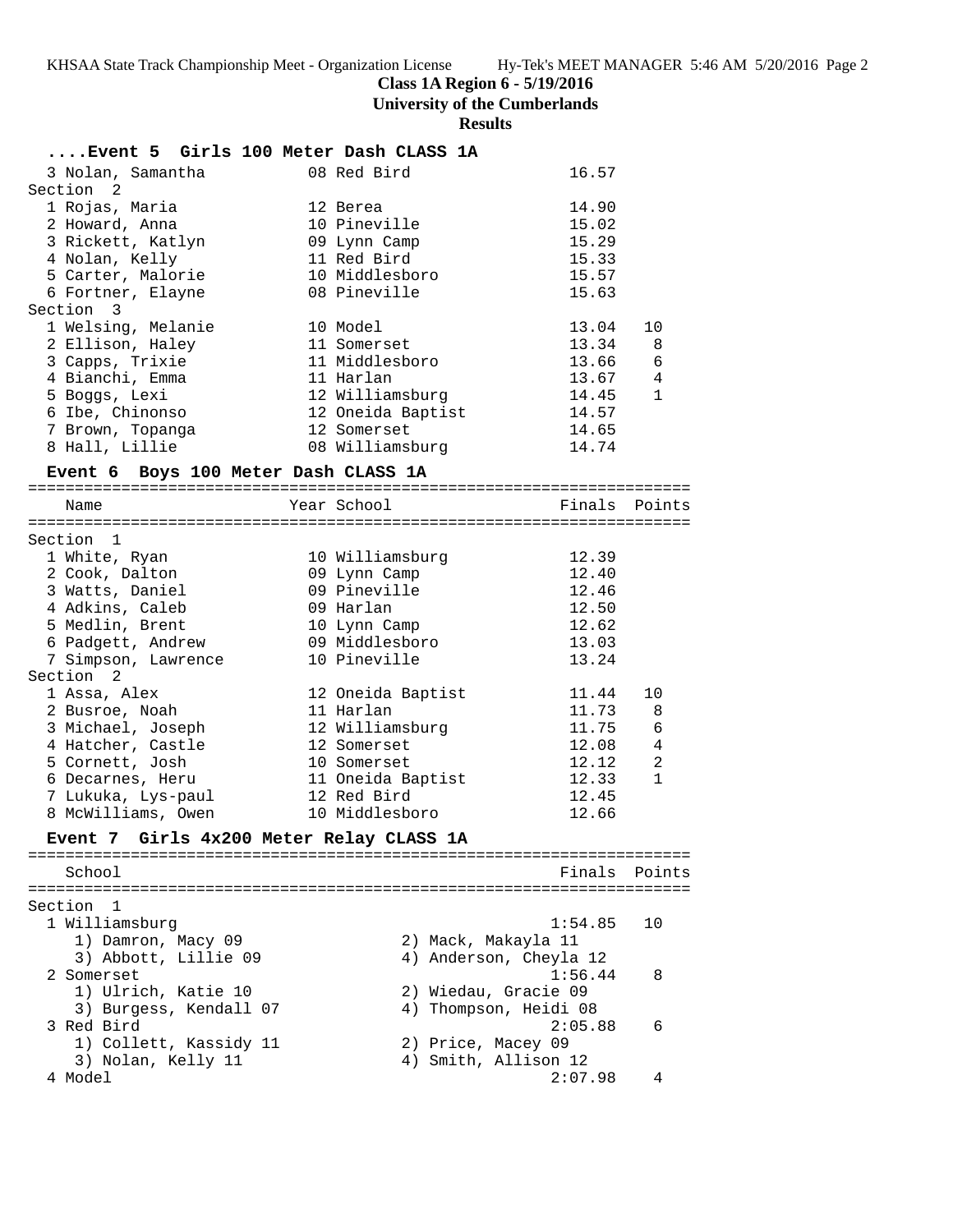**Class 1A Region 6 - 5/19/2016**
**University of the Cumberlands**
**Results**

### ....Event 5 Girls 100 Meter Dash CLASS 1A

| Name | Year | School | Finals | Points |
|---|---|---|---|---|
| 3 Nolan, Samantha | 08 | Red Bird | 16.57 | |
| **Section 2** | | | | |
| 1 Rojas, Maria | 12 | Berea | 14.90 | |
| 2 Howard, Anna | 10 | Pineville | 15.02 | |
| 3 Rickett, Katlyn | 09 | Lynn Camp | 15.29 | |
| 4 Nolan, Kelly | 11 | Red Bird | 15.33 | |
| 5 Carter, Malorie | 10 | Middlesboro | 15.57 | |
| 6 Fortner, Elayne | 08 | Pineville | 15.63 | |
| **Section 3** | | | | |
| 1 Welsing, Melanie | 10 | Model | 13.04 | 10 |
| 2 Ellison, Haley | 11 | Somerset | 13.34 | 8 |
| 3 Capps, Trixie | 11 | Middlesboro | 13.66 | 6 |
| 4 Bianchi, Emma | 11 | Harlan | 13.67 | 4 |
| 5 Boggs, Lexi | 12 | Williamsburg | 14.45 | 1 |
| 6 Ibe, Chinonso | 12 | Oneida Baptist | 14.57 | |
| 7 Brown, Topanga | 12 | Somerset | 14.65 | |
| 8 Hall, Lillie | 08 | Williamsburg | 14.74 | |

### Event 6 Boys 100 Meter Dash CLASS 1A

| Name | Year | School | Finals | Points |
|---|---|---|---|---|
| **Section 1** | | | | |
| 1 White, Ryan | 10 | Williamsburg | 12.39 | |
| 2 Cook, Dalton | 09 | Lynn Camp | 12.40 | |
| 3 Watts, Daniel | 09 | Pineville | 12.46 | |
| 4 Adkins, Caleb | 09 | Harlan | 12.50 | |
| 5 Medlin, Brent | 10 | Lynn Camp | 12.62 | |
| 6 Padgett, Andrew | 09 | Middlesboro | 13.03 | |
| 7 Simpson, Lawrence | 10 | Pineville | 13.24 | |
| **Section 2** | | | | |
| 1 Assa, Alex | 12 | Oneida Baptist | 11.44 | 10 |
| 2 Busroe, Noah | 11 | Harlan | 11.73 | 8 |
| 3 Michael, Joseph | 12 | Williamsburg | 11.75 | 6 |
| 4 Hatcher, Castle | 12 | Somerset | 12.08 | 4 |
| 5 Cornett, Josh | 10 | Somerset | 12.12 | 2 |
| 6 Decarnes, Heru | 11 | Oneida Baptist | 12.33 | 1 |
| 7 Lukuka, Lys-paul | 12 | Red Bird | 12.45 | |
| 8 McWilliams, Owen | 10 | Middlesboro | 12.66 | |

### Event 7 Girls 4x200 Meter Relay CLASS 1A

| School | Finals | Points |
|---|---|---|
| **Section 1** | | |
| 1 Williamsburg | 1:54.85 | 10 |
| 1) Damron, Macy 09; 2) Mack, Makayla 11; 3) Abbott, Lillie 09; 4) Anderson, Cheyla 12 | | |
| 2 Somerset | 1:56.44 | 8 |
| 1) Ulrich, Katie 10; 2) Wiedau, Gracie 09; 3) Burgess, Kendall 07; 4) Thompson, Heidi 08 | | |
| 3 Red Bird | 2:05.88 | 6 |
| 1) Collett, Kassidy 11; 2) Price, Macey 09; 3) Nolan, Kelly 11; 4) Smith, Allison 12 | | |
| 4 Model | 2:07.98 | 4 |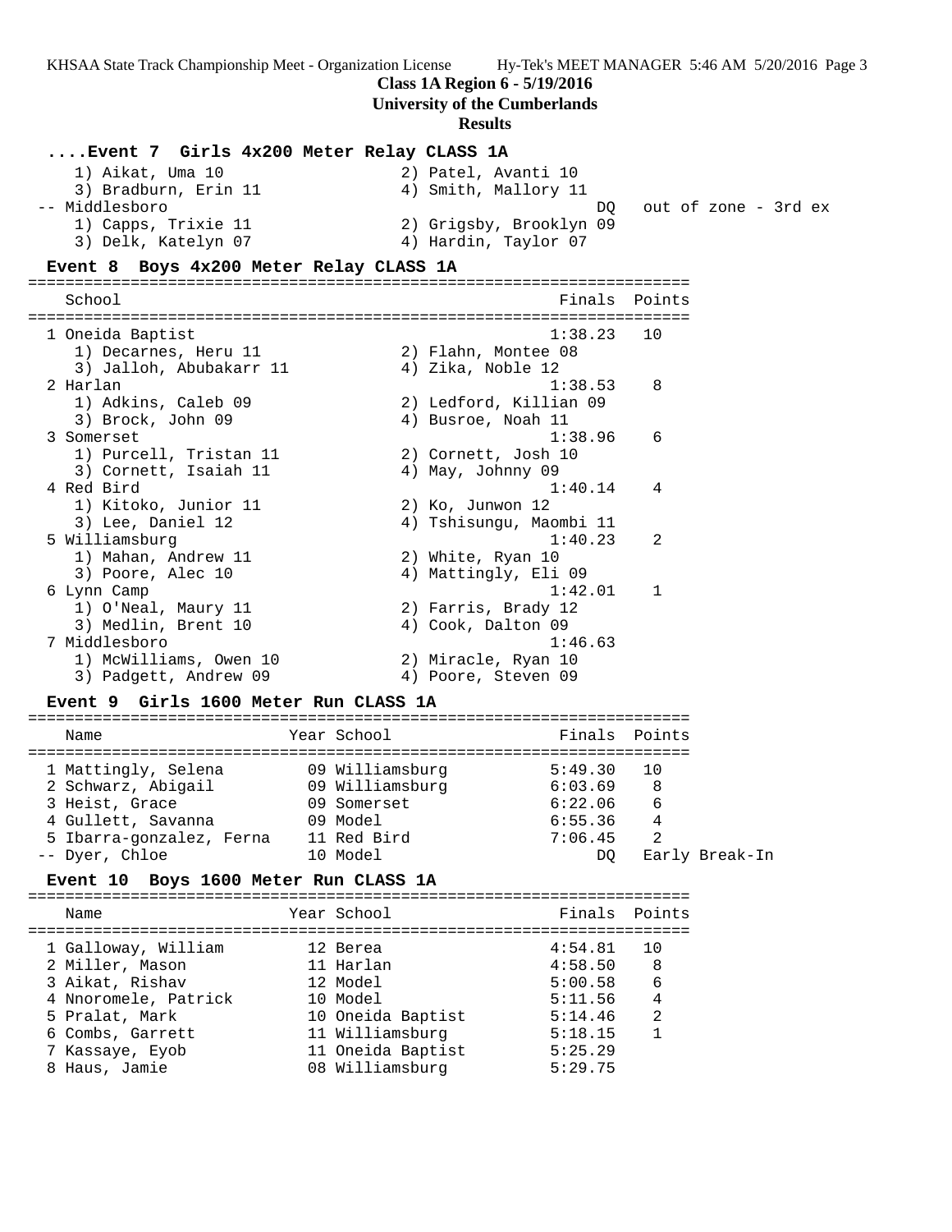**Class 1A Region 6 - 5/19/2016**

**University of the Cumberlands**

**Results**

### ....Event 7 Girls 4x200 Meter Relay CLASS 1A

1) Aikat, Uma 10 2) Patel, Avanti 10
3) Bradburn, Erin 11 4) Smith, Mallory 11

| School | Finals | Points |
|---|---|---|
| -- Middlesboro | DQ | out of zone - 3rd ex |
| 1) Capps, Trixie 11; 2) Grigsby, Brooklyn 09; 3) Delk, Katelyn 07; 4) Hardin, Taylor 07 | | |

### Event 8 Boys 4x200 Meter Relay CLASS 1A

| School | Finals | Points |
|---|---|---|
| 1 Oneida Baptist | 1:38.23 | 10 |
| 1) Decarnes, Heru 11; 2) Flahn, Montee 08; 3) Jalloh, Abubakarr 11; 4) Zika, Noble 12 | | |
| 2 Harlan | 1:38.53 | 8 |
| 1) Adkins, Caleb 09; 2) Ledford, Killian 09; 3) Brock, John 09; 4) Busroe, Noah 11 | | |
| 3 Somerset | 1:38.96 | 6 |
| 1) Purcell, Tristan 11; 2) Cornett, Josh 10; 3) Cornett, Isaiah 11; 4) May, Johnny 09 | | |
| 4 Red Bird | 1:40.14 | 4 |
| 1) Kitoko, Junior 11; 2) Ko, Junwon 12; 3) Lee, Daniel 12; 4) Tshisungu, Maombi 11 | | |
| 5 Williamsburg | 1:40.23 | 2 |
| 1) Mahan, Andrew 11; 2) White, Ryan 10; 3) Poore, Alec 10; 4) Mattingly, Eli 09 | | |
| 6 Lynn Camp | 1:42.01 | 1 |
| 1) O'Neal, Maury 11; 2) Farris, Brady 12; 3) Medlin, Brent 10; 4) Cook, Dalton 09 | | |
| 7 Middlesboro | 1:46.63 | |
| 1) McWilliams, Owen 10; 2) Miracle, Ryan 10; 3) Padgett, Andrew 09; 4) Poore, Steven 09 | | |

### Event 9 Girls 1600 Meter Run CLASS 1A

| Name | Year | School | Finals | Points |
|---|---|---|---|---|
| 1 Mattingly, Selena | 09 | Williamsburg | 5:49.30 | 10 |
| 2 Schwarz, Abigail | 09 | Williamsburg | 6:03.69 | 8 |
| 3 Heist, Grace | 09 | Somerset | 6:22.06 | 6 |
| 4 Gullett, Savanna | 09 | Model | 6:55.36 | 4 |
| 5 Ibarra-gonzalez, Ferna | 11 | Red Bird | 7:06.45 | 2 |
| -- Dyer, Chloe | 10 | Model | DQ | Early Break-In |

### Event 10 Boys 1600 Meter Run CLASS 1A

| Name | Year | School | Finals | Points |
|---|---|---|---|---|
| 1 Galloway, William | 12 | Berea | 4:54.81 | 10 |
| 2 Miller, Mason | 11 | Harlan | 4:58.50 | 8 |
| 3 Aikat, Rishav | 12 | Model | 5:00.58 | 6 |
| 4 Nnoromele, Patrick | 10 | Model | 5:11.56 | 4 |
| 5 Pralat, Mark | 10 | Oneida Baptist | 5:14.46 | 2 |
| 6 Combs, Garrett | 11 | Williamsburg | 5:18.15 | 1 |
| 7 Kassaye, Eyob | 11 | Oneida Baptist | 5:25.29 | |
| 8 Haus, Jamie | 08 | Williamsburg | 5:29.75 | |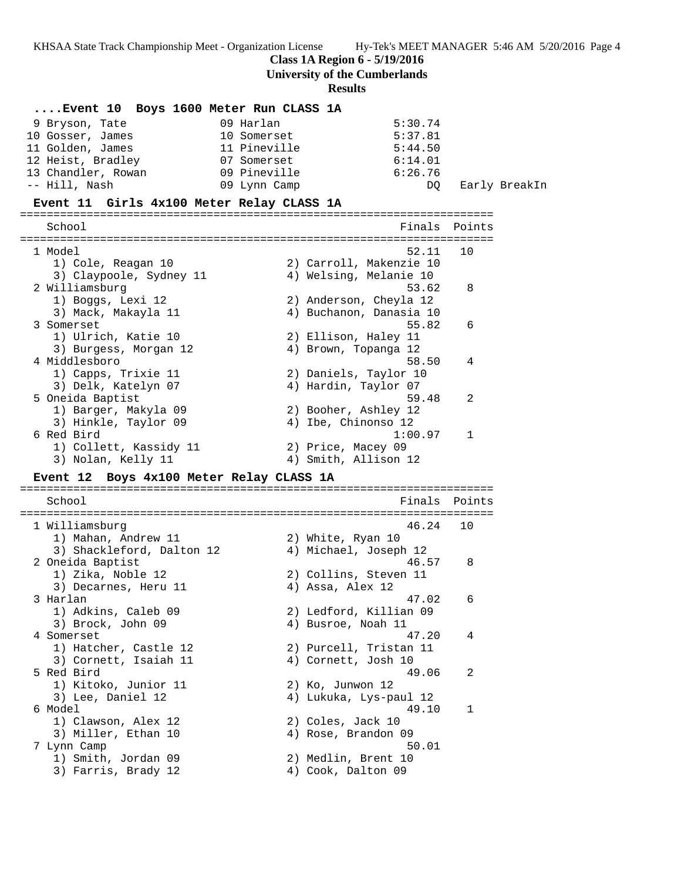## ....Event 10 Boys 1600 Meter Run CLASS 1A

| Place | Name | Year | School | Finals | Note |
|---|---|---|---|---|---|
| 9 | Bryson, Tate | 09 | Harlan | 5:30.74 | |
| 10 | Gosser, James | 10 | Somerset | 5:37.81 | |
| 11 | Golden, James | 11 | Pineville | 5:44.50 | |
| 12 | Heist, Bradley | 07 | Somerset | 6:14.01 | |
| 13 | Chandler, Rowan | 09 | Pineville | 6:26.76 | |
| -- | Hill, Nash | 09 | Lynn Camp | DQ | Early BreakIn |

## Event 11 Girls 4x100 Meter Relay CLASS 1A

| Place | School | Finals | Points |
|---|---|---|---|
| 1 | Model | 52.11 | 10 |
| | 1) Cole, Reagan 10; 2) Carroll, Makenzie 10; 3) Claypoole, Sydney 11; 4) Welsing, Melanie 10 | | |
| 2 | Williamsburg | 53.62 | 8 |
| | 1) Boggs, Lexi 12; 2) Anderson, Cheyla 12; 3) Mack, Makayla 11; 4) Buchanon, Danasia 10 | | |
| 3 | Somerset | 55.82 | 6 |
| | 1) Ulrich, Katie 10; 2) Ellison, Haley 11; 3) Burgess, Morgan 12; 4) Brown, Topanga 12 | | |
| 4 | Middlesboro | 58.50 | 4 |
| | 1) Capps, Trixie 11; 2) Daniels, Taylor 10; 3) Delk, Katelyn 07; 4) Hardin, Taylor 07 | | |
| 5 | Oneida Baptist | 59.48 | 2 |
| | 1) Barger, Makyla 09; 2) Booher, Ashley 12; 3) Hinkle, Taylor 09; 4) Ibe, Chinonso 12 | | |
| 6 | Red Bird | 1:00.97 | 1 |
| | 1) Collett, Kassidy 11; 2) Price, Macey 09; 3) Nolan, Kelly 11; 4) Smith, Allison 12 | | |

## Event 12 Boys 4x100 Meter Relay CLASS 1A

| Place | School | Finals | Points |
|---|---|---|---|
| 1 | Williamsburg | 46.24 | 10 |
| | 1) Mahan, Andrew 11; 2) White, Ryan 10; 3) Shackleford, Dalton 12; 4) Michael, Joseph 12 | | |
| 2 | Oneida Baptist | 46.57 | 8 |
| | 1) Zika, Noble 12; 2) Collins, Steven 11; 3) Decarnes, Heru 11; 4) Assa, Alex 12 | | |
| 3 | Harlan | 47.02 | 6 |
| | 1) Adkins, Caleb 09; 2) Ledford, Killian 09; 3) Brock, John 09; 4) Busroe, Noah 11 | | |
| 4 | Somerset | 47.20 | 4 |
| | 1) Hatcher, Castle 12; 2) Purcell, Tristan 11; 3) Cornett, Isaiah 11; 4) Cornett, Josh 10 | | |
| 5 | Red Bird | 49.06 | 2 |
| | 1) Kitoko, Junior 11; 2) Ko, Junwon 12; 3) Lee, Daniel 12; 4) Lukuka, Lys-paul 12 | | |
| 6 | Model | 49.10 | 1 |
| | 1) Clawson, Alex 12; 2) Coles, Jack 10; 3) Miller, Ethan 10; 4) Rose, Brandon 09 | | |
| 7 | Lynn Camp | 50.01 | |
| | 1) Smith, Jordan 09; 2) Medlin, Brent 10; 3) Farris, Brady 12; 4) Cook, Dalton 09 | | |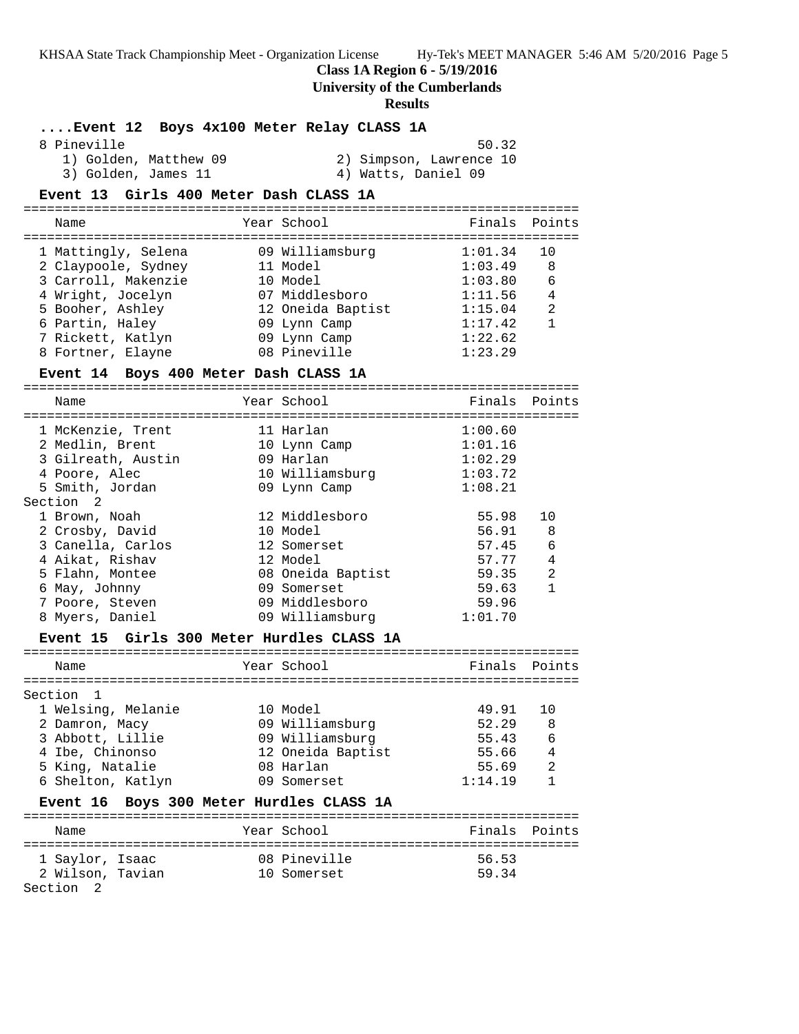## Class 1A Region 6 - 5/19/2016
## University of the Cumberlands
## Results

### ....Event 12 Boys 4x100 Meter Relay CLASS 1A

| Place | School | Finals |
|---|---|---|
| 8 | Pineville | 50.32 |

1) Golden, Matthew 09  2) Simpson, Lawrence 10
3) Golden, James 11  4) Watts, Daniel 09

### Event 13 Girls 400 Meter Dash CLASS 1A

| Place | Name | Year | School | Finals | Points |
|---|---|---|---|---|---|
| 1 | Mattingly, Selena | 09 | Williamsburg | 1:01.34 | 10 |
| 2 | Claypoole, Sydney | 11 | Model | 1:03.49 | 8 |
| 3 | Carroll, Makenzie | 10 | Model | 1:03.80 | 6 |
| 4 | Wright, Jocelyn | 07 | Middlesboro | 1:11.56 | 4 |
| 5 | Booher, Ashley | 12 | Oneida Baptist | 1:15.04 | 2 |
| 6 | Partin, Haley | 09 | Lynn Camp | 1:17.42 | 1 |
| 7 | Rickett, Katlyn | 09 | Lynn Camp | 1:22.62 | |
| 8 | Fortner, Elayne | 08 | Pineville | 1:23.29 | |

### Event 14 Boys 400 Meter Dash CLASS 1A

| Place | Name | Year | School | Finals | Points |
|---|---|---|---|---|---|
| 1 | McKenzie, Trent | 11 | Harlan | 1:00.60 | |
| 2 | Medlin, Brent | 10 | Lynn Camp | 1:01.16 | |
| 3 | Gilreath, Austin | 09 | Harlan | 1:02.29 | |
| 4 | Poore, Alec | 10 | Williamsburg | 1:03.72 | |
| 5 | Smith, Jordan | 09 | Lynn Camp | 1:08.21 | |
| **Section 2** | | | | | |
| 1 | Brown, Noah | 12 | Middlesboro | 55.98 | 10 |
| 2 | Crosby, David | 10 | Model | 56.91 | 8 |
| 3 | Canella, Carlos | 12 | Somerset | 57.45 | 6 |
| 4 | Aikat, Rishav | 12 | Model | 57.77 | 4 |
| 5 | Flahn, Montee | 08 | Oneida Baptist | 59.35 | 2 |
| 6 | May, Johnny | 09 | Somerset | 59.63 | 1 |
| 7 | Poore, Steven | 09 | Middlesboro | 59.96 | |
| 8 | Myers, Daniel | 09 | Williamsburg | 1:01.70 | |

### Event 15 Girls 300 Meter Hurdles CLASS 1A

| Place | Name | Year | School | Finals | Points |
|---|---|---|---|---|---|
| **Section 1** | | | | | |
| 1 | Welsing, Melanie | 10 | Model | 49.91 | 10 |
| 2 | Damron, Macy | 09 | Williamsburg | 52.29 | 8 |
| 3 | Abbott, Lillie | 09 | Williamsburg | 55.43 | 6 |
| 4 | Ibe, Chinonso | 12 | Oneida Baptist | 55.66 | 4 |
| 5 | King, Natalie | 08 | Harlan | 55.69 | 2 |
| 6 | Shelton, Katlyn | 09 | Somerset | 1:14.19 | 1 |

### Event 16 Boys 300 Meter Hurdles CLASS 1A

| Place | Name | Year | School | Finals | Points |
|---|---|---|---|---|---|
| 1 | Saylor, Isaac | 08 | Pineville | 56.53 | |
| 2 | Wilson, Tavian | 10 | Somerset | 59.34 | |
| **Section 2** | | | | | |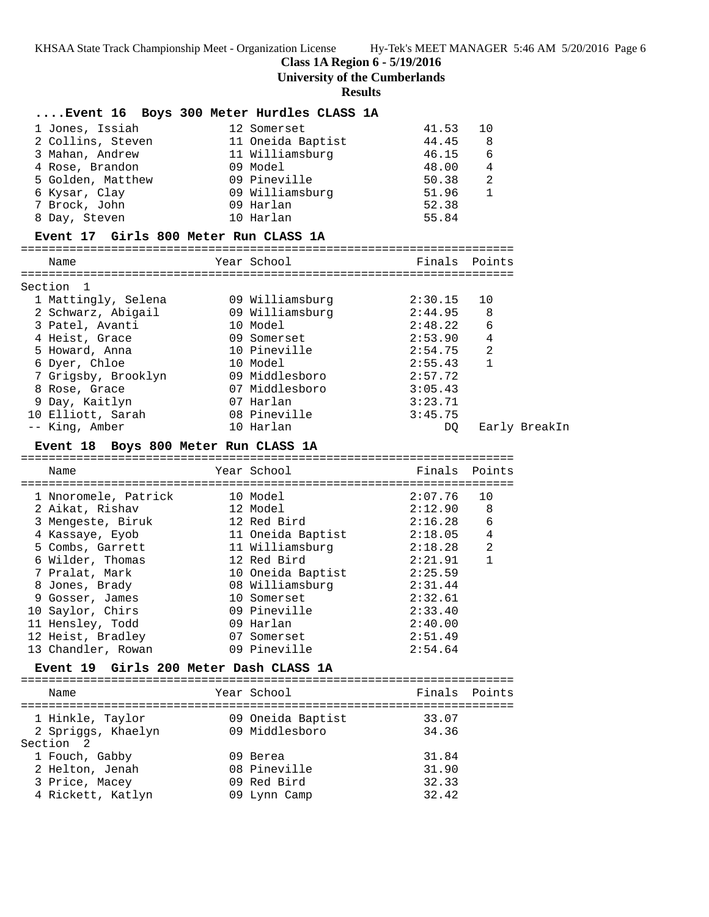**Class 1A Region 6 - 5/19/2016**
**University of the Cumberlands**
**Results**

### ....Event 16 Boys 300 Meter Hurdles CLASS 1A

| Place | Name | Year | School | Finals | Points |
|---|---|---|---|---|---|
| 1 | Jones, Issiah | 12 | Somerset | 41.53 | 10 |
| 2 | Collins, Steven | 11 | Oneida Baptist | 44.45 | 8 |
| 3 | Mahan, Andrew | 11 | Williamsburg | 46.15 | 6 |
| 4 | Rose, Brandon | 09 | Model | 48.00 | 4 |
| 5 | Golden, Matthew | 09 | Pineville | 50.38 | 2 |
| 6 | Kysar, Clay | 09 | Williamsburg | 51.96 | 1 |
| 7 | Brock, John | 09 | Harlan | 52.38 | |
| 8 | Day, Steven | 10 | Harlan | 55.84 | |

### Event 17 Girls 800 Meter Run CLASS 1A

Section 1

| Place | Name | Year | School | Finals | Points |
|---|---|---|---|---|---|
| 1 | Mattingly, Selena | 09 | Williamsburg | 2:30.15 | 10 |
| 2 | Schwarz, Abigail | 09 | Williamsburg | 2:44.95 | 8 |
| 3 | Patel, Avanti | 10 | Model | 2:48.22 | 6 |
| 4 | Heist, Grace | 09 | Somerset | 2:53.90 | 4 |
| 5 | Howard, Anna | 10 | Pineville | 2:54.75 | 2 |
| 6 | Dyer, Chloe | 10 | Model | 2:55.43 | 1 |
| 7 | Grigsby, Brooklyn | 09 | Middlesboro | 2:57.72 | |
| 8 | Rose, Grace | 07 | Middlesboro | 3:05.43 | |
| 9 | Day, Kaitlyn | 07 | Harlan | 3:23.71 | |
| 10 | Elliott, Sarah | 08 | Pineville | 3:45.75 | |
| -- | King, Amber | 10 | Harlan | DQ | Early BreakIn |

### Event 18 Boys 800 Meter Run CLASS 1A

| Place | Name | Year | School | Finals | Points |
|---|---|---|---|---|---|
| 1 | Nnoromele, Patrick | 10 | Model | 2:07.76 | 10 |
| 2 | Aikat, Rishav | 12 | Model | 2:12.90 | 8 |
| 3 | Mengeste, Biruk | 12 | Red Bird | 2:16.28 | 6 |
| 4 | Kassaye, Eyob | 11 | Oneida Baptist | 2:18.05 | 4 |
| 5 | Combs, Garrett | 11 | Williamsburg | 2:18.28 | 2 |
| 6 | Wilder, Thomas | 12 | Red Bird | 2:21.91 | 1 |
| 7 | Pralat, Mark | 10 | Oneida Baptist | 2:25.59 | |
| 8 | Jones, Brady | 08 | Williamsburg | 2:31.44 | |
| 9 | Gosser, James | 10 | Somerset | 2:32.61 | |
| 10 | Saylor, Chirs | 09 | Pineville | 2:33.40 | |
| 11 | Hensley, Todd | 09 | Harlan | 2:40.00 | |
| 12 | Heist, Bradley | 07 | Somerset | 2:51.49 | |
| 13 | Chandler, Rowan | 09 | Pineville | 2:54.64 | |

### Event 19 Girls 200 Meter Dash CLASS 1A

| Place | Name | Year | School | Finals | Points |
|---|---|---|---|---|---|
| 1 | Hinkle, Taylor | 09 | Oneida Baptist | 33.07 | |
| 2 | Spriggs, Khaelyn | 09 | Middlesboro | 34.36 | |

Section 2

| Place | Name | Year | School | Finals | Points |
|---|---|---|---|---|---|
| 1 | Fouch, Gabby | 09 | Berea | 31.84 | |
| 2 | Helton, Jenah | 08 | Pineville | 31.90 | |
| 3 | Price, Macey | 09 | Red Bird | 32.33 | |
| 4 | Rickett, Katlyn | 09 | Lynn Camp | 32.42 | |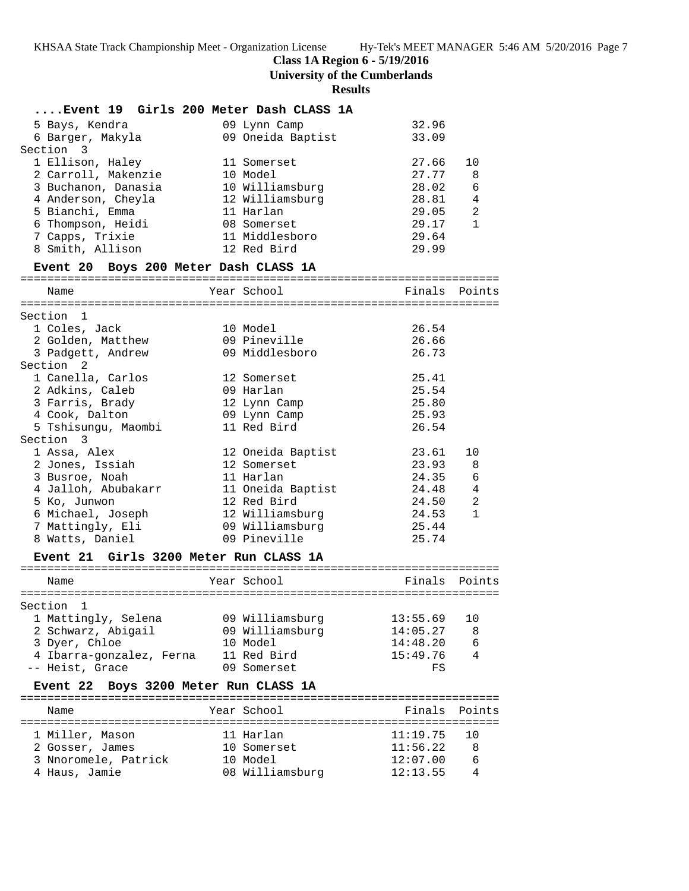**Class 1A Region 6 - 5/19/2016**
**University of the Cumberlands**
**Results**

### ....Event 19 Girls 200 Meter Dash CLASS 1A

| Name | Year | School | Finals | Points |
|---|---|---|---|---|
| 5 Bays, Kendra | 09 | Lynn Camp | 32.96 | |
| 6 Barger, Makyla | 09 | Oneida Baptist | 33.09 | |
| **Section 3** | | | | |
| 1 Ellison, Haley | 11 | Somerset | 27.66 | 10 |
| 2 Carroll, Makenzie | 10 | Model | 27.77 | 8 |
| 3 Buchanon, Danasia | 10 | Williamsburg | 28.02 | 6 |
| 4 Anderson, Cheyla | 12 | Williamsburg | 28.81 | 4 |
| 5 Bianchi, Emma | 11 | Harlan | 29.05 | 2 |
| 6 Thompson, Heidi | 08 | Somerset | 29.17 | 1 |
| 7 Capps, Trixie | 11 | Middlesboro | 29.64 | |
| 8 Smith, Allison | 12 | Red Bird | 29.99 | |

### Event 20 Boys 200 Meter Dash CLASS 1A

| Name | Year | School | Finals | Points |
|---|---|---|---|---|
| **Section 1** | | | | |
| 1 Coles, Jack | 10 | Model | 26.54 | |
| 2 Golden, Matthew | 09 | Pineville | 26.66 | |
| 3 Padgett, Andrew | 09 | Middlesboro | 26.73 | |
| **Section 2** | | | | |
| 1 Canella, Carlos | 12 | Somerset | 25.41 | |
| 2 Adkins, Caleb | 09 | Harlan | 25.54 | |
| 3 Farris, Brady | 12 | Lynn Camp | 25.80 | |
| 4 Cook, Dalton | 09 | Lynn Camp | 25.93 | |
| 5 Tshisungu, Maombi | 11 | Red Bird | 26.54 | |
| **Section 3** | | | | |
| 1 Assa, Alex | 12 | Oneida Baptist | 23.61 | 10 |
| 2 Jones, Issiah | 12 | Somerset | 23.93 | 8 |
| 3 Busroe, Noah | 11 | Harlan | 24.35 | 6 |
| 4 Jalloh, Abubakarr | 11 | Oneida Baptist | 24.48 | 4 |
| 5 Ko, Junwon | 12 | Red Bird | 24.50 | 2 |
| 6 Michael, Joseph | 12 | Williamsburg | 24.53 | 1 |
| 7 Mattingly, Eli | 09 | Williamsburg | 25.44 | |
| 8 Watts, Daniel | 09 | Pineville | 25.74 | |

### Event 21 Girls 3200 Meter Run CLASS 1A

| Name | Year | School | Finals | Points |
|---|---|---|---|---|
| **Section 1** | | | | |
| 1 Mattingly, Selena | 09 | Williamsburg | 13:55.69 | 10 |
| 2 Schwarz, Abigail | 09 | Williamsburg | 14:05.27 | 8 |
| 3 Dyer, Chloe | 10 | Model | 14:48.20 | 6 |
| 4 Ibarra-gonzalez, Ferna | 11 | Red Bird | 15:49.76 | 4 |
| -- Heist, Grace | 09 | Somerset | FS | |

### Event 22 Boys 3200 Meter Run CLASS 1A

| Name | Year | School | Finals | Points |
|---|---|---|---|---|
| 1 Miller, Mason | 11 | Harlan | 11:19.75 | 10 |
| 2 Gosser, James | 10 | Somerset | 11:56.22 | 8 |
| 3 Nnoromele, Patrick | 10 | Model | 12:07.00 | 6 |
| 4 Haus, Jamie | 08 | Williamsburg | 12:13.55 | 4 |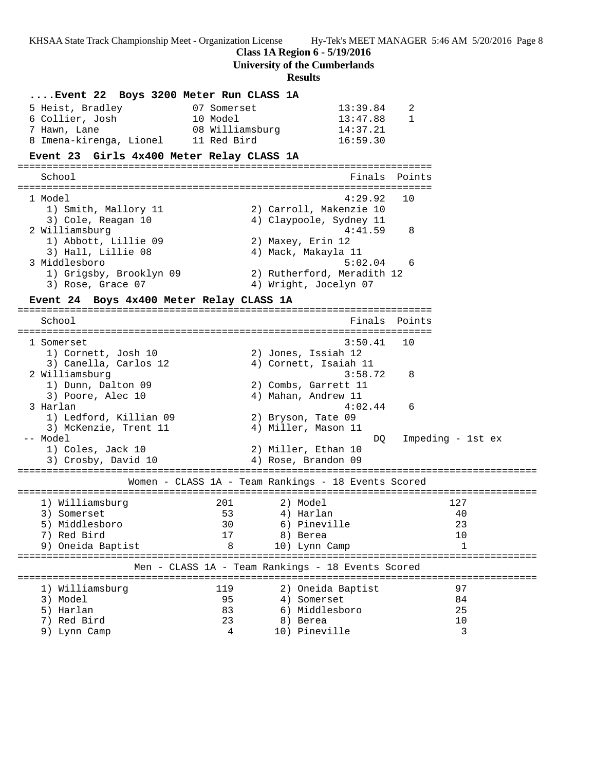**Class 1A Region 6 - 5/19/2016**
**University of the Cumberlands**
**Results**

### ....Event 22 Boys 3200 Meter Run CLASS 1A

| | | | | |
|---|---|---|---|---|
| 5 | Heist, Bradley | 07 Somerset | 13:39.84 | 2 |
| 6 | Collier, Josh | 10 Model | 13:47.88 | 1 |
| 7 | Hawn, Lane | 08 Williamsburg | 14:37.21 | |
| 8 | Imena-kirenga, Lionel | 11 Red Bird | 16:59.30 | |

### Event 23 Girls 4x400 Meter Relay CLASS 1A

| | School | Finals | Points |
|---|---|---|---|
| 1 | Model | 4:29.92 | 10 |
| | 1) Smith, Mallory 11; 2) Carroll, Makenzie 10; 3) Cole, Reagan 10; 4) Claypoole, Sydney 11 | | |
| 2 | Williamsburg | 4:41.59 | 8 |
| | 1) Abbott, Lillie 09; 2) Maxey, Erin 12; 3) Hall, Lillie 08; 4) Mack, Makayla 11 | | |
| 3 | Middlesboro | 5:02.04 | 6 |
| | 1) Grigsby, Brooklyn 09; 2) Rutherford, Meradith 12; 3) Rose, Grace 07; 4) Wright, Jocelyn 07 | | |

### Event 24 Boys 4x400 Meter Relay CLASS 1A

| | School | Finals | Points |
|---|---|---|---|
| 1 | Somerset | 3:50.41 | 10 |
| | 1) Cornett, Josh 10; 2) Jones, Issiah 12; 3) Canella, Carlos 12; 4) Cornett, Isaiah 11 | | |
| 2 | Williamsburg | 3:58.72 | 8 |
| | 1) Dunn, Dalton 09; 2) Combs, Garrett 11; 3) Poore, Alec 10; 4) Mahan, Andrew 11 | | |
| 3 | Harlan | 4:02.44 | 6 |
| | 1) Ledford, Killian 09; 2) Bryson, Tate 09; 3) McKenzie, Trent 11; 4) Miller, Mason 11 | | |
| -- | Model | DQ | Impeding - 1st ex |
| | 1) Coles, Jack 10; 2) Miller, Ethan 10; 3) Crosby, David 10; 4) Rose, Brandon 09 | | |

### Women - CLASS 1A - Team Rankings - 18 Events Scored

| | | | | | |
|---|---|---|---|---|---|
| 1) | Williamsburg | 201 | 2) | Model | 127 |
| 3) | Somerset | 53 | 4) | Harlan | 40 |
| 5) | Middlesboro | 30 | 6) | Pineville | 23 |
| 7) | Red Bird | 17 | 8) | Berea | 10 |
| 9) | Oneida Baptist | 8 | 10) | Lynn Camp | 1 |

### Men - CLASS 1A - Team Rankings - 18 Events Scored

| | | | | | |
|---|---|---|---|---|---|
| 1) | Williamsburg | 119 | 2) | Oneida Baptist | 97 |
| 3) | Model | 95 | 4) | Somerset | 84 |
| 5) | Harlan | 83 | 6) | Middlesboro | 25 |
| 7) | Red Bird | 23 | 8) | Berea | 10 |
| 9) | Lynn Camp | 4 | 10) | Pineville | 3 |